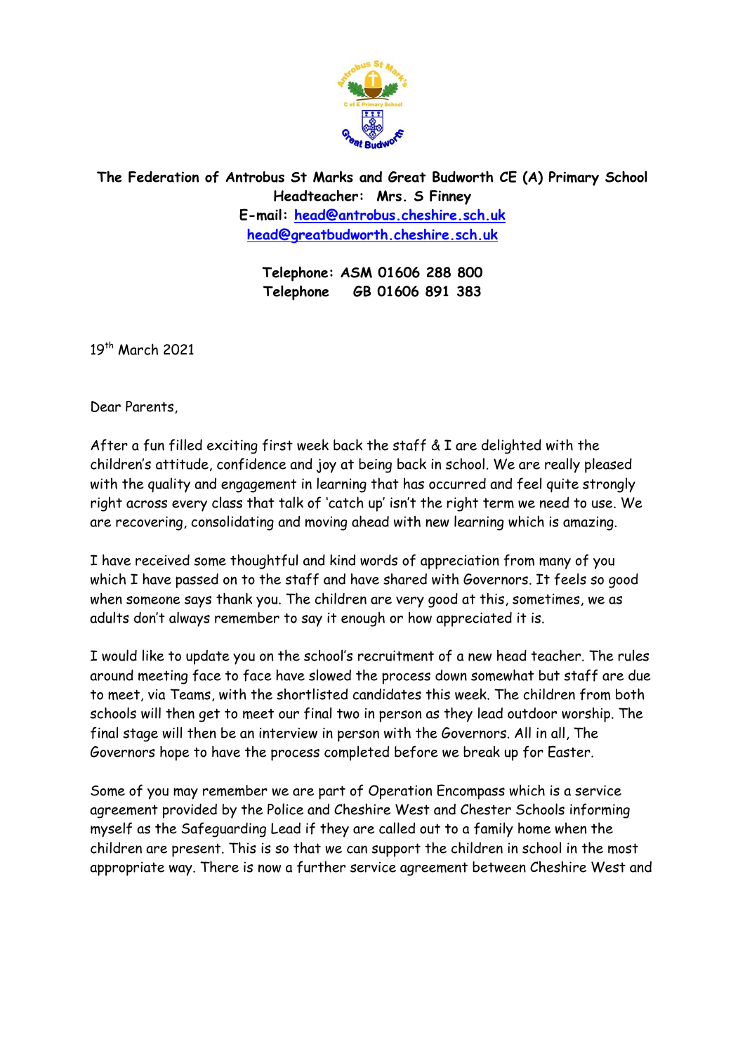**The Federation of Antrobus St Marks and Great Budworth CE (A) Primary School**
**Headteacher: Mrs. S Finney**
**E-mail: head@antrobus.cheshire.sch.uk**
**head@greatbudworth.cheshire.sch.uk**

**Telephone: ASM 01606 288 800**
**Telephone GB 01606 891 383**

19th March 2021

Dear Parents,

After a fun filled exciting first week back the staff & I are delighted with the children's attitude, confidence and joy at being back in school. We are really pleased with the quality and engagement in learning that has occurred and feel quite strongly right across every class that talk of 'catch up' isn't the right term we need to use. We are recovering, consolidating and moving ahead with new learning which is amazing.

I have received some thoughtful and kind words of appreciation from many of you which I have passed on to the staff and have shared with Governors. It feels so good when someone says thank you. The children are very good at this, sometimes, we as adults don't always remember to say it enough or how appreciated it is.

I would like to update you on the school's recruitment of a new head teacher. The rules around meeting face to face have slowed the process down somewhat but staff are due to meet, via Teams, with the shortlisted candidates this week. The children from both schools will then get to meet our final two in person as they lead outdoor worship. The final stage will then be an interview in person with the Governors. All in all, The Governors hope to have the process completed before we break up for Easter.

Some of you may remember we are part of Operation Encompass which is a service agreement provided by the Police and Cheshire West and Chester Schools informing myself as the Safeguarding Lead if they are called out to a family home when the children are present. This is so that we can support the children in school in the most appropriate way. There is now a further service agreement between Cheshire West and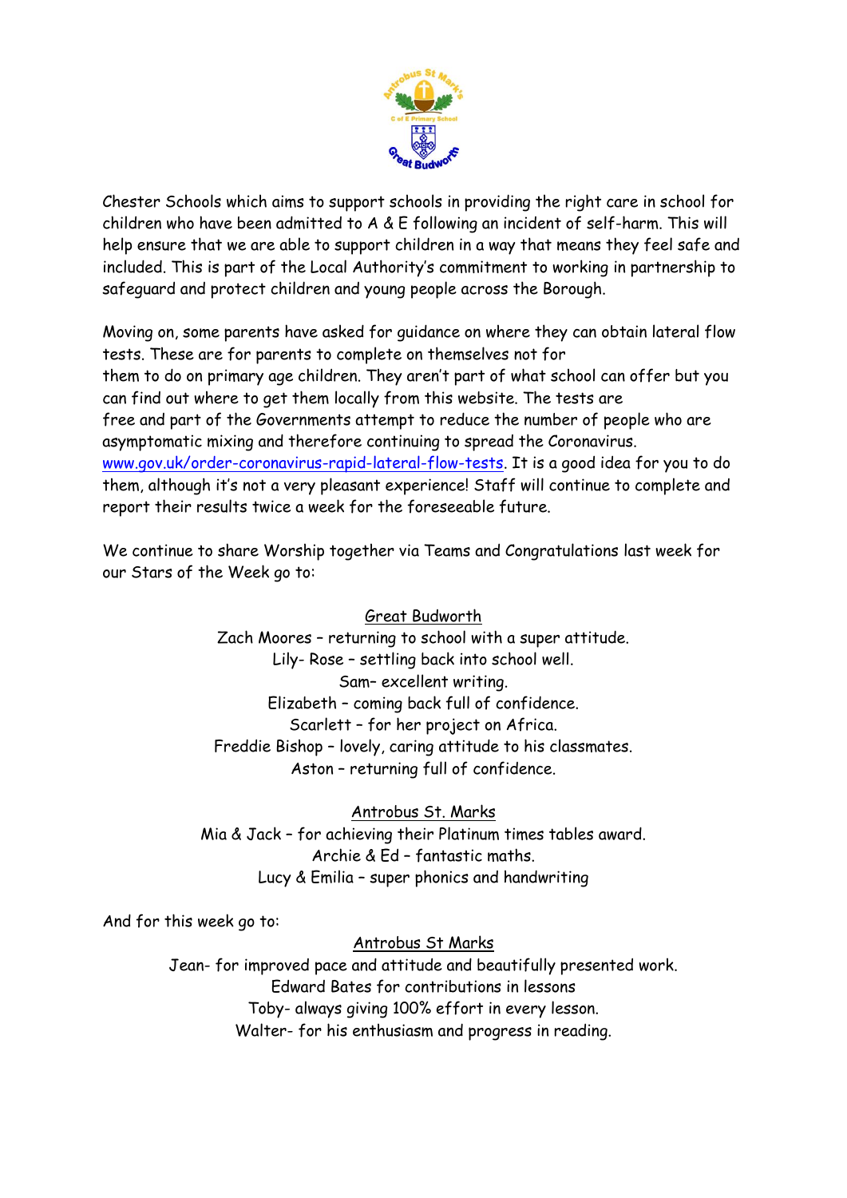Chester Schools which aims to support schools in providing the right care in school for children who have been admitted to A & E following an incident of self-harm. This will help ensure that we are able to support children in a way that means they feel safe and included. This is part of the Local Authority's commitment to working in partnership to safeguard and protect children and young people across the Borough.

Moving on, some parents have asked for guidance on where they can obtain lateral flow tests. These are for parents to complete on themselves not for them to do on primary age children. They aren't part of what school can offer but you can find out where to get them locally from this website. The tests are free and part of the Governments attempt to reduce the number of people who are asymptomatic mixing and therefore continuing to spread the Coronavirus. [www.gov.uk/order-coronavirus-rapid-lateral-flow-tests](http://www.gov.uk/order-coronavirus-rapid-lateral-flow-tests). It is a good idea for you to do them, although it's not a very pleasant experience! Staff will continue to complete and report their results twice a week for the foreseeable future.

We continue to share Worship together via Teams and Congratulations last week for our Stars of the Week go to:

<u>Great Budworth</u>

Zach Moores – returning to school with a super attitude.
Lily- Rose – settling back into school well.
Sam– excellent writing.
Elizabeth – coming back full of confidence.
Scarlett – for her project on Africa.
Freddie Bishop – lovely, caring attitude to his classmates.
Aston – returning full of confidence.

<u>Antrobus St. Marks</u>

Mia & Jack – for achieving their Platinum times tables award.
Archie & Ed – fantastic maths.
Lucy & Emilia – super phonics and handwriting

And for this week go to:

<u>Antrobus St Marks</u>

Jean- for improved pace and attitude and beautifully presented work.
Edward Bates for contributions in lessons
Toby- always giving 100% effort in every lesson.
Walter- for his enthusiasm and progress in reading.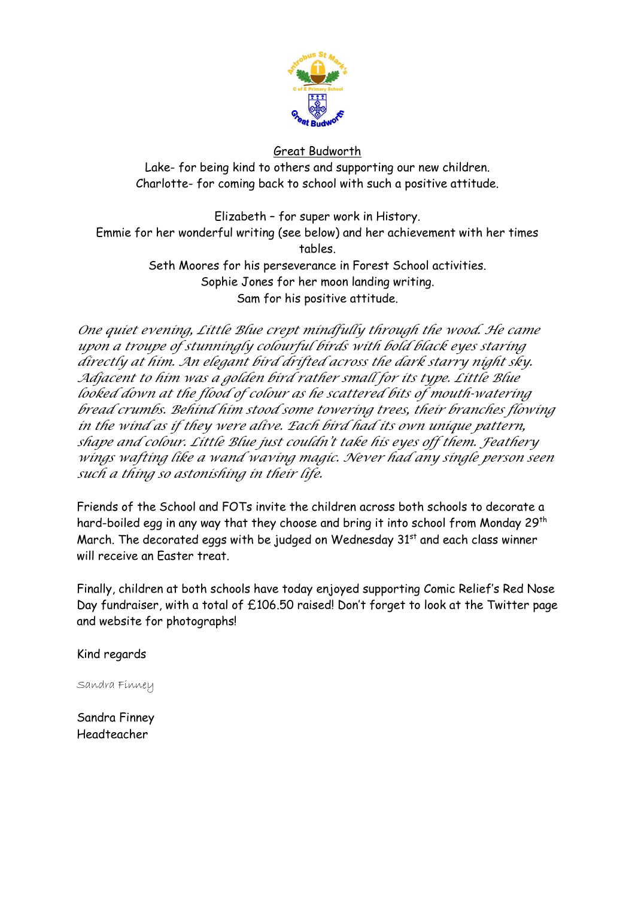Great Budworth

Lake- for being kind to others and supporting our new children.
Charlotte- for coming back to school with such a positive attitude.

Elizabeth – for super work in History.
Emmie for her wonderful writing (see below) and her achievement with her times tables.
Seth Moores for his perseverance in Forest School activities.
Sophie Jones for her moon landing writing.
Sam for his positive attitude.

*One quiet evening, Little Blue crept mindfully through the wood. He came upon a troupe of stunningly colourful birds with bold black eyes staring directly at him. An elegant bird drifted across the dark starry night sky. Adjacent to him was a golden bird rather small for its type. Little Blue looked down at the flood of colour as he scattered bits of mouth-watering bread crumbs. Behind him stood some towering trees, their branches flowing in the wind as if they were alive. Each bird had its own unique pattern, shape and colour. Little Blue just couldn't take his eyes off them. Feathery wings wafting like a wand waving magic. Never had any single person seen such a thing so astonishing in their life.*

Friends of the School and FOTs invite the children across both schools to decorate a hard-boiled egg in any way that they choose and bring it into school from Monday 29th March. The decorated eggs with be judged on Wednesday 31st and each class winner will receive an Easter treat.

Finally, children at both schools have today enjoyed supporting Comic Relief's Red Nose Day fundraiser, with a total of £106.50 raised! Don't forget to look at the Twitter page and website for photographs!

Kind regards

Sandra Finney

Sandra Finney
Headteacher